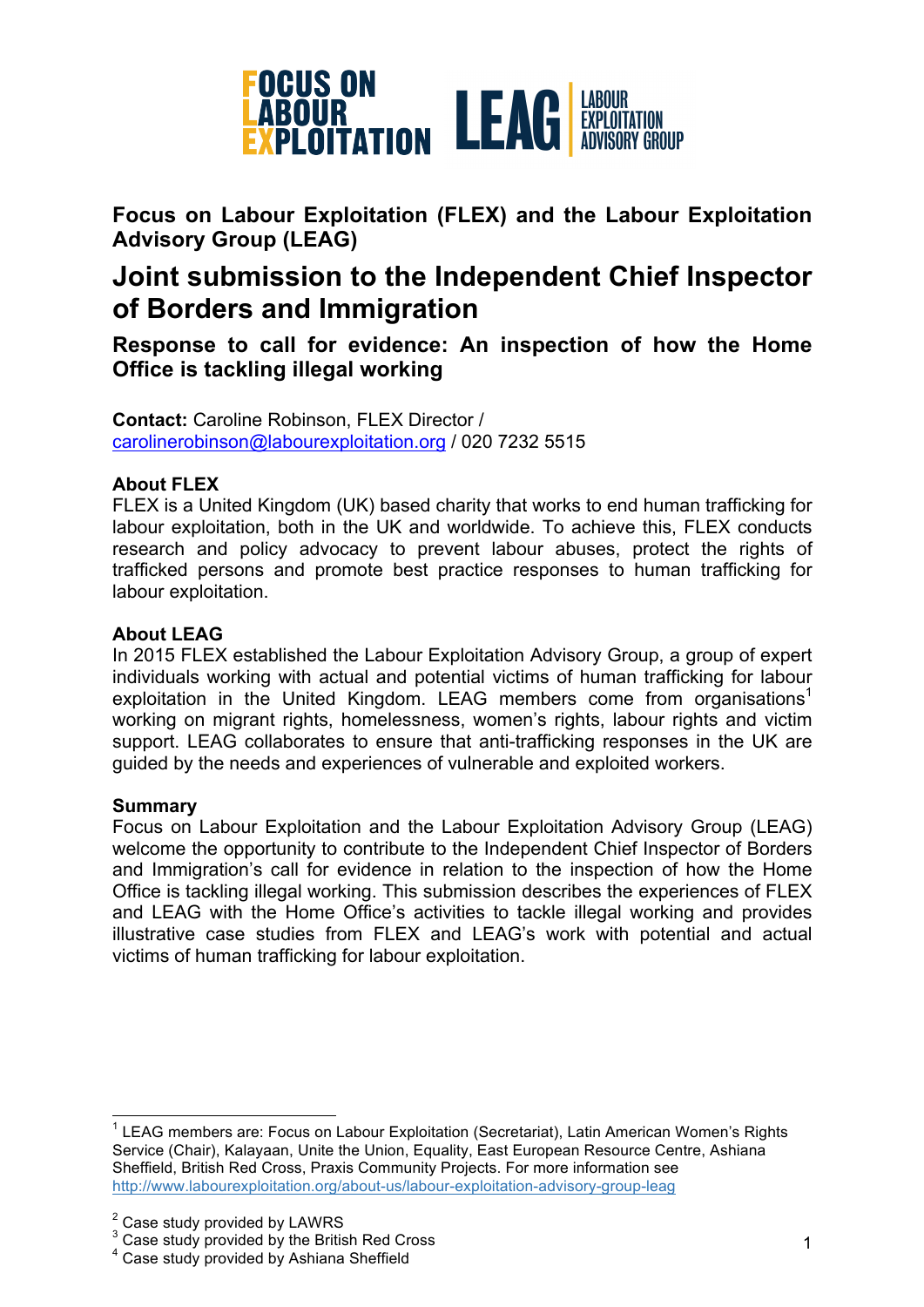**Focus on Labour Exploitation (FLEX) and the Labour Exploitation Advisory Group (LEAG)**

# Joint submission to the Independent Chief Inspector of Borders and Immigration

## Response to call for evidence: An inspection of how the Home Office is tackling illegal working

**Contact:** Caroline Robinson, FLEX Director / carolinerobinson@labourexploitation.org / 020 7232 5515

**About FLEX**
FLEX is a United Kingdom (UK) based charity that works to end human trafficking for labour exploitation, both in the UK and worldwide. To achieve this, FLEX conducts research and policy advocacy to prevent labour abuses, protect the rights of trafficked persons and promote best practice responses to human trafficking for labour exploitation.

**About LEAG**
In 2015 FLEX established the Labour Exploitation Advisory Group, a group of expert individuals working with actual and potential victims of human trafficking for labour exploitation in the United Kingdom. LEAG members come from organisations[1] working on migrant rights, homelessness, women's rights, labour rights and victim support. LEAG collaborates to ensure that anti-trafficking responses in the UK are guided by the needs and experiences of vulnerable and exploited workers.

**Summary**
Focus on Labour Exploitation and the Labour Exploitation Advisory Group (LEAG) welcome the opportunity to contribute to the Independent Chief Inspector of Borders and Immigration's call for evidence in relation to the inspection of how the Home Office is tackling illegal working. This submission describes the experiences of FLEX and LEAG with the Home Office's activities to tackle illegal working and provides illustrative case studies from FLEX and LEAG's work with potential and actual victims of human trafficking for labour exploitation.

---

[1] LEAG members are: Focus on Labour Exploitation (Secretariat), Latin American Women's Rights Service (Chair), Kalayaan, Unite the Union, Equality, East European Resource Centre, Ashiana Sheffield, British Red Cross, Praxis Community Projects. For more information see http://www.labourexploitation.org/about-us/labour-exploitation-advisory-group-leag

[2] Case study provided by LAWRS

[3] Case study provided by the British Red Cross

[4] Case study provided by Ashiana Sheffield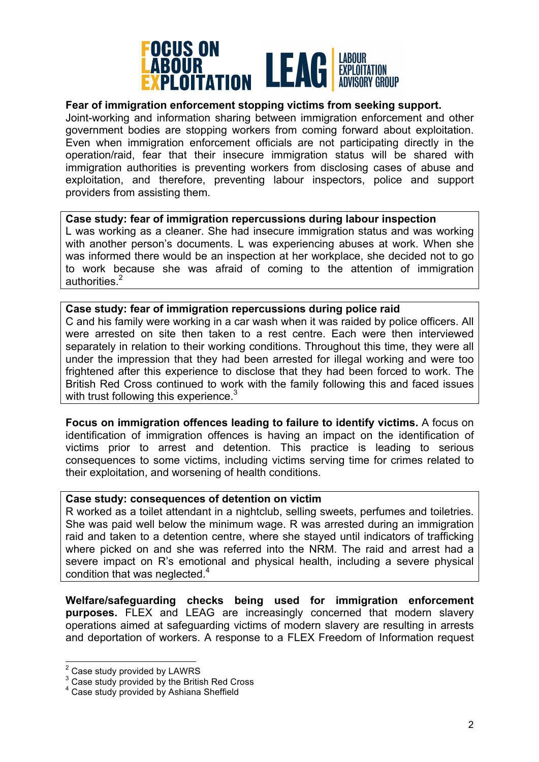**Fear of immigration enforcement stopping victims from seeking support.** Joint-working and information sharing between immigration enforcement and other government bodies are stopping workers from coming forward about exploitation. Even when immigration enforcement officials are not participating directly in the operation/raid, fear that their insecure immigration status will be shared with immigration authorities is preventing workers from disclosing cases of abuse and exploitation, and therefore, preventing labour inspectors, police and support providers from assisting them.

> **Case study: fear of immigration repercussions during labour inspection**
> L was working as a cleaner. She had insecure immigration status and was working with another person's documents. L was experiencing abuses at work. When she was informed there would be an inspection at her workplace, she decided not to go to work because she was afraid of coming to the attention of immigration authorities.[2]

> **Case study: fear of immigration repercussions during police raid**
> C and his family were working in a car wash when it was raided by police officers. All were arrested on site then taken to a rest centre. Each were then interviewed separately in relation to their working conditions. Throughout this time, they were all under the impression that they had been arrested for illegal working and were too frightened after this experience to disclose that they had been forced to work. The British Red Cross continued to work with the family following this and faced issues with trust following this experience.[3]

**Focus on immigration offences leading to failure to identify victims.** A focus on identification of immigration offences is having an impact on the identification of victims prior to arrest and detention. This practice is leading to serious consequences to some victims, including victims serving time for crimes related to their exploitation, and worsening of health conditions.

> **Case study: consequences of detention on victim**
> R worked as a toilet attendant in a nightclub, selling sweets, perfumes and toiletries. She was paid well below the minimum wage. R was arrested during an immigration raid and taken to a detention centre, where she stayed until indicators of trafficking where picked on and she was referred into the NRM. The raid and arrest had a severe impact on R's emotional and physical health, including a severe physical condition that was neglected.[4]

**Welfare/safeguarding checks being used for immigration enforcement purposes.** FLEX and LEAG are increasingly concerned that modern slavery operations aimed at safeguarding victims of modern slavery are resulting in arrests and deportation of workers. A response to a FLEX Freedom of Information request

---

[2] Case study provided by LAWRS
[3] Case study provided by the British Red Cross
[4] Case study provided by Ashiana Sheffield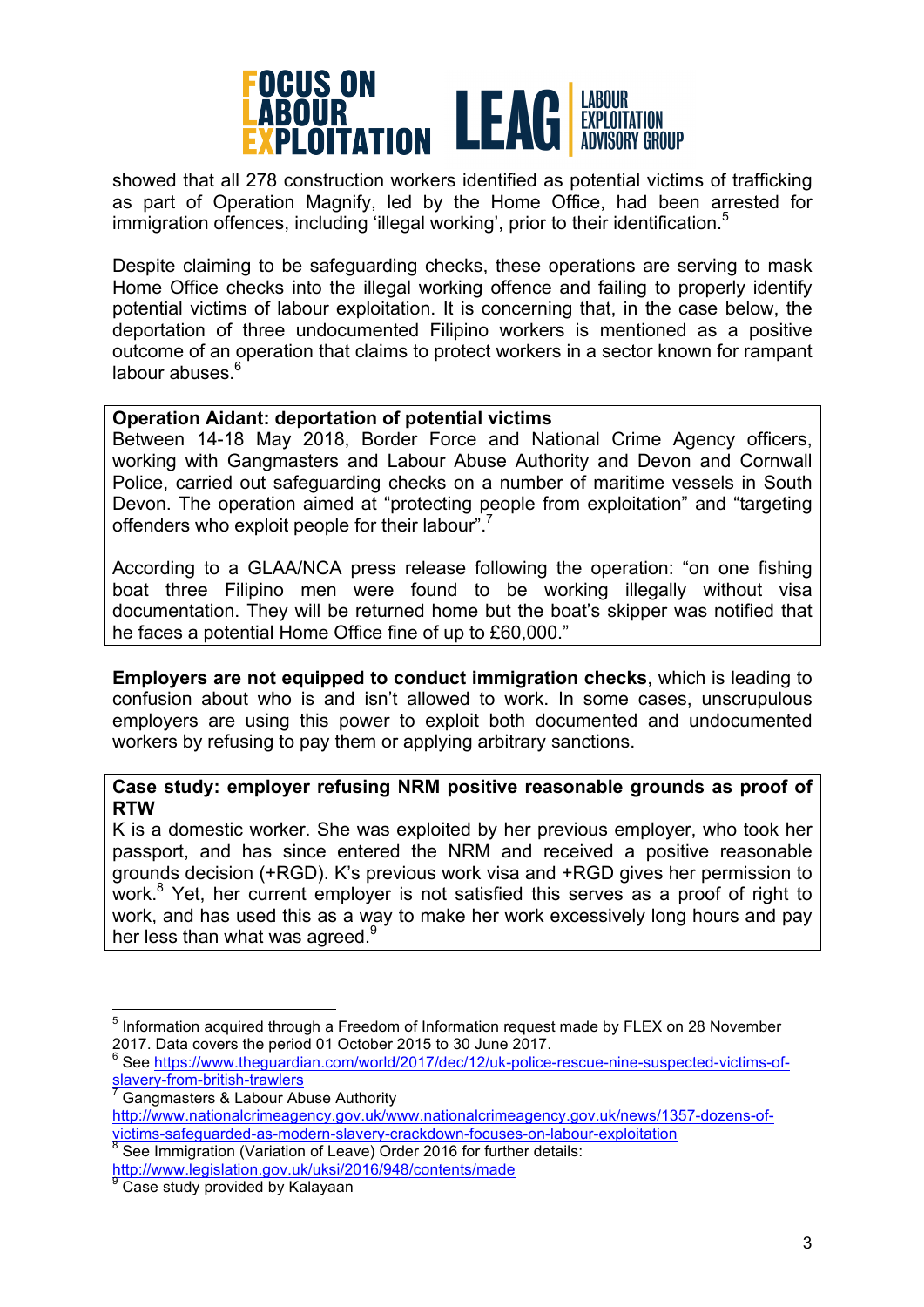showed that all 278 construction workers identified as potential victims of trafficking as part of Operation Magnify, led by the Home Office, had been arrested for immigration offences, including 'illegal working', prior to their identification.[5]

Despite claiming to be safeguarding checks, these operations are serving to mask Home Office checks into the illegal working offence and failing to properly identify potential victims of labour exploitation. It is concerning that, in the case below, the deportation of three undocumented Filipino workers is mentioned as a positive outcome of an operation that claims to protect workers in a sector known for rampant labour abuses.[6]

> **Operation Aidant: deportation of potential victims**
> Between 14-18 May 2018, Border Force and National Crime Agency officers, working with Gangmasters and Labour Abuse Authority and Devon and Cornwall Police, carried out safeguarding checks on a number of maritime vessels in South Devon. The operation aimed at "protecting people from exploitation" and "targeting offenders who exploit people for their labour".[7]
>
> According to a GLAA/NCA press release following the operation: "on one fishing boat three Filipino men were found to be working illegally without visa documentation. They will be returned home but the boat's skipper was notified that he faces a potential Home Office fine of up to £60,000."

**Employers are not equipped to conduct immigration checks**, which is leading to confusion about who is and isn't allowed to work. In some cases, unscrupulous employers are using this power to exploit both documented and undocumented workers by refusing to pay them or applying arbitrary sanctions.

> **Case study: employer refusing NRM positive reasonable grounds as proof of RTW**
> K is a domestic worker. She was exploited by her previous employer, who took her passport, and has since entered the NRM and received a positive reasonable grounds decision (+RGD). K's previous work visa and +RGD gives her permission to work.[8] Yet, her current employer is not satisfied this serves as a proof of right to work, and has used this as a way to make her work excessively long hours and pay her less than what was agreed.[9]

---

[5] Information acquired through a Freedom of Information request made by FLEX on 28 November 2017. Data covers the period 01 October 2015 to 30 June 2017.

[6] See https://www.theguardian.com/world/2017/dec/12/uk-police-rescue-nine-suspected-victims-of-slavery-from-british-trawlers

[7] Gangmasters & Labour Abuse Authority http://www.nationalcrimeagency.gov.uk/www.nationalcrimeagency.gov.uk/news/1357-dozens-of-victims-safeguarded-as-modern-slavery-crackdown-focuses-on-labour-exploitation

[8] See Immigration (Variation of Leave) Order 2016 for further details: http://www.legislation.gov.uk/uksi/2016/948/contents/made

[9] Case study provided by Kalayaan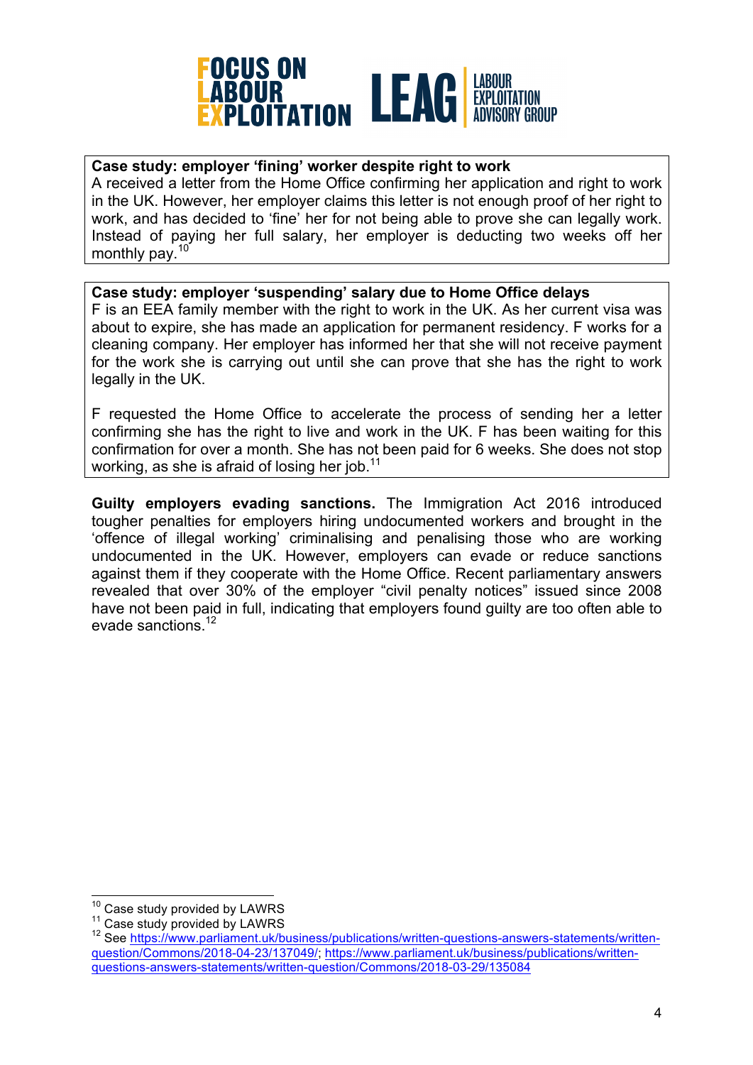**Case study: employer 'fining' worker despite right to work**

A received a letter from the Home Office confirming her application and right to work in the UK. However, her employer claims this letter is not enough proof of her right to work, and has decided to 'fine' her for not being able to prove she can legally work. Instead of paying her full salary, her employer is deducting two weeks off her monthly pay.[10]

**Case study: employer 'suspending' salary due to Home Office delays**

F is an EEA family member with the right to work in the UK. As her current visa was about to expire, she has made an application for permanent residency. F works for a cleaning company. Her employer has informed her that she will not receive payment for the work she is carrying out until she can prove that she has the right to work legally in the UK.

F requested the Home Office to accelerate the process of sending her a letter confirming she has the right to live and work in the UK. F has been waiting for this confirmation for over a month. She has not been paid for 6 weeks. She does not stop working, as she is afraid of losing her job.[11]

**Guilty employers evading sanctions.** The Immigration Act 2016 introduced tougher penalties for employers hiring undocumented workers and brought in the 'offence of illegal working' criminalising and penalising those who are working undocumented in the UK. However, employers can evade or reduce sanctions against them if they cooperate with the Home Office. Recent parliamentary answers revealed that over 30% of the employer "civil penalty notices" issued since 2008 have not been paid in full, indicating that employers found guilty are too often able to evade sanctions.[12]

---

[10] Case study provided by LAWRS

[11] Case study provided by LAWRS

[12] See https://www.parliament.uk/business/publications/written-questions-answers-statements/written-question/Commons/2018-04-23/137049/; https://www.parliament.uk/business/publications/written-questions-answers-statements/written-question/Commons/2018-03-29/135084